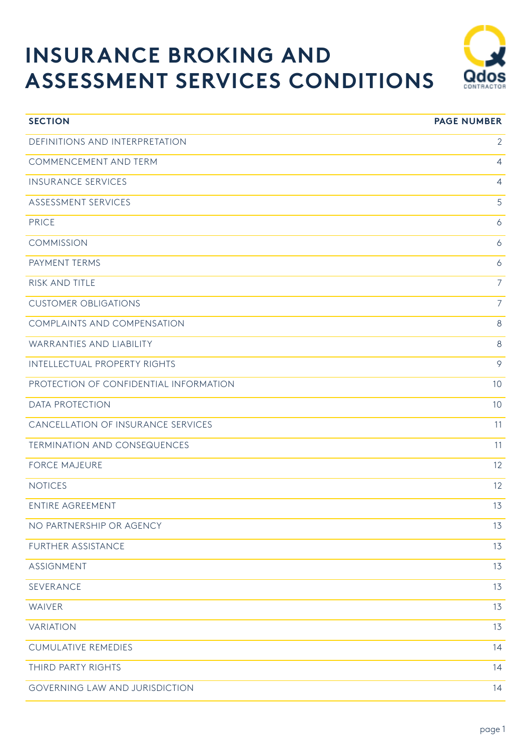# INSURANCE BROKING AND ASSESSMENT SERVICES CONDITIONS

| SECTION | PAGE NUMBER |
| --- | --- |
| DEFINITIONS AND INTERPRETATION | 2 |
| COMMENCEMENT AND TERM | 4 |
| INSURANCE SERVICES | 4 |
| ASSESSMENT SERVICES | 5 |
| PRICE | 6 |
| COMMISSION | 6 |
| PAYMENT TERMS | 6 |
| RISK AND TITLE | 7 |
| CUSTOMER OBLIGATIONS | 7 |
| COMPLAINTS AND COMPENSATION | 8 |
| WARRANTIES AND LIABILITY | 8 |
| INTELLECTUAL PROPERTY RIGHTS | 9 |
| PROTECTION OF CONFIDENTIAL INFORMATION | 10 |
| DATA PROTECTION | 10 |
| CANCELLATION OF INSURANCE SERVICES | 11 |
| TERMINATION AND CONSEQUENCES | 11 |
| FORCE MAJEURE | 12 |
| NOTICES | 12 |
| ENTIRE AGREEMENT | 13 |
| NO PARTNERSHIP OR AGENCY | 13 |
| FURTHER ASSISTANCE | 13 |
| ASSIGNMENT | 13 |
| SEVERANCE | 13 |
| WAIVER | 13 |
| VARIATION | 13 |
| CUMULATIVE REMEDIES | 14 |
| THIRD PARTY RIGHTS | 14 |
| GOVERNING LAW AND JURISDICTION | 14 |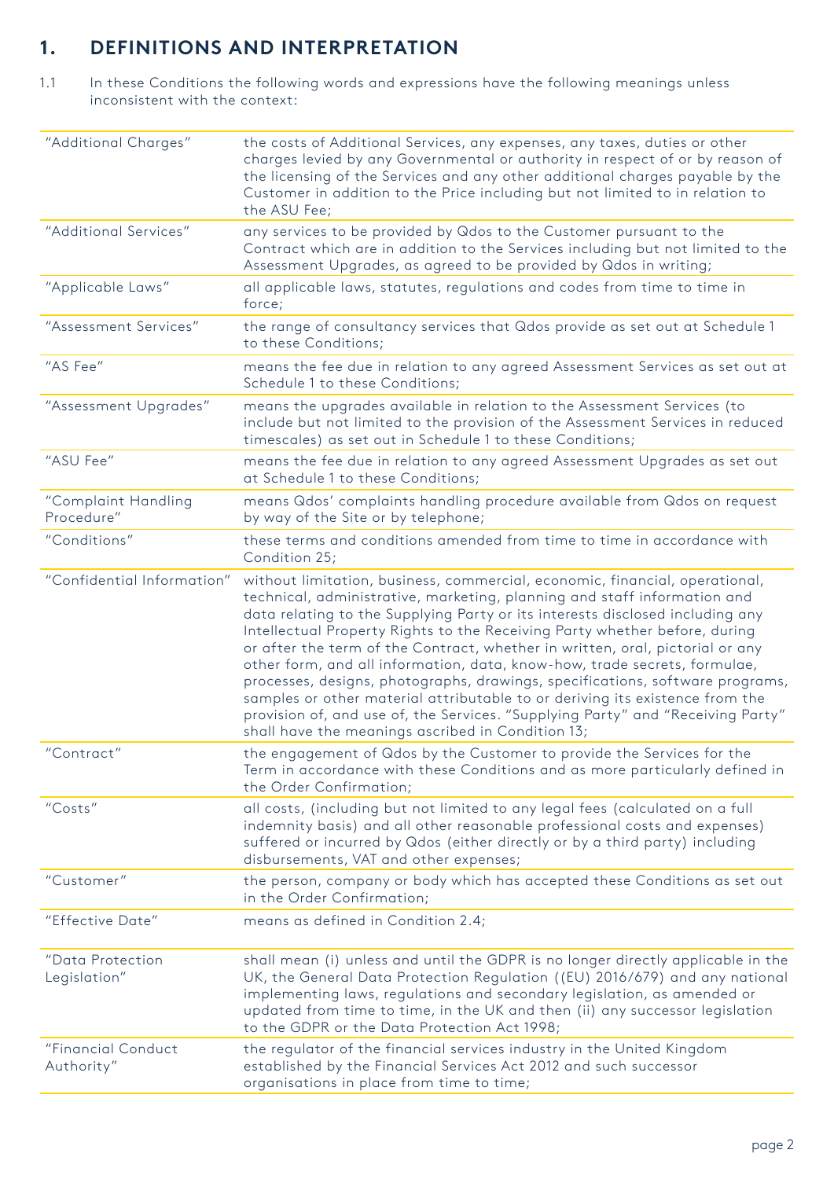## 1. DEFINITIONS AND INTERPRETATION

1.1 In these Conditions the following words and expressions have the following meanings unless inconsistent with the context:

| Term | Meaning |
|---|---|
| "Additional Charges" | the costs of Additional Services, any expenses, any taxes, duties or other charges levied by any Governmental or authority in respect of or by reason of the licensing of the Services and any other additional charges payable by the Customer in addition to the Price including but not limited to in relation to the ASU Fee; |
| "Additional Services" | any services to be provided by Qdos to the Customer pursuant to the Contract which are in addition to the Services including but not limited to the Assessment Upgrades, as agreed to be provided by Qdos in writing; |
| "Applicable Laws" | all applicable laws, statutes, regulations and codes from time to time in force; |
| "Assessment Services" | the range of consultancy services that Qdos provide as set out at Schedule 1 to these Conditions; |
| "AS Fee" | means the fee due in relation to any agreed Assessment Services as set out at Schedule 1 to these Conditions; |
| "Assessment Upgrades" | means the upgrades available in relation to the Assessment Services (to include but not limited to the provision of the Assessment Services in reduced timescales) as set out in Schedule 1 to these Conditions; |
| "ASU Fee" | means the fee due in relation to any agreed Assessment Upgrades as set out at Schedule 1 to these Conditions; |
| "Complaint Handling Procedure" | means Qdos' complaints handling procedure available from Qdos on request by way of the Site or by telephone; |
| "Conditions" | these terms and conditions amended from time to time in accordance with Condition 25; |
| "Confidential Information" | without limitation, business, commercial, economic, financial, operational, technical, administrative, marketing, planning and staff information and data relating to the Supplying Party or its interests disclosed including any Intellectual Property Rights to the Receiving Party whether before, during or after the term of the Contract, whether in written, oral, pictorial or any other form, and all information, data, know-how, trade secrets, formulae, processes, designs, photographs, drawings, specifications, software programs, samples or other material attributable to or deriving its existence from the provision of, and use of, the Services. "Supplying Party" and "Receiving Party" shall have the meanings ascribed in Condition 13; |
| "Contract" | the engagement of Qdos by the Customer to provide the Services for the Term in accordance with these Conditions and as more particularly defined in the Order Confirmation; |
| "Costs" | all costs, (including but not limited to any legal fees (calculated on a full indemnity basis) and all other reasonable professional costs and expenses) suffered or incurred by Qdos (either directly or by a third party) including disbursements, VAT and other expenses; |
| "Customer" | the person, company or body which has accepted these Conditions as set out in the Order Confirmation; |
| "Effective Date" | means as defined in Condition 2.4; |
| "Data Protection Legislation" | shall mean (i) unless and until the GDPR is no longer directly applicable in the UK, the General Data Protection Regulation ((EU) 2016/679) and any national implementing laws, regulations and secondary legislation, as amended or updated from time to time, in the UK and then (ii) any successor legislation to the GDPR or the Data Protection Act 1998; |
| "Financial Conduct Authority" | the regulator of the financial services industry in the United Kingdom established by the Financial Services Act 2012 and such successor organisations in place from time to time; |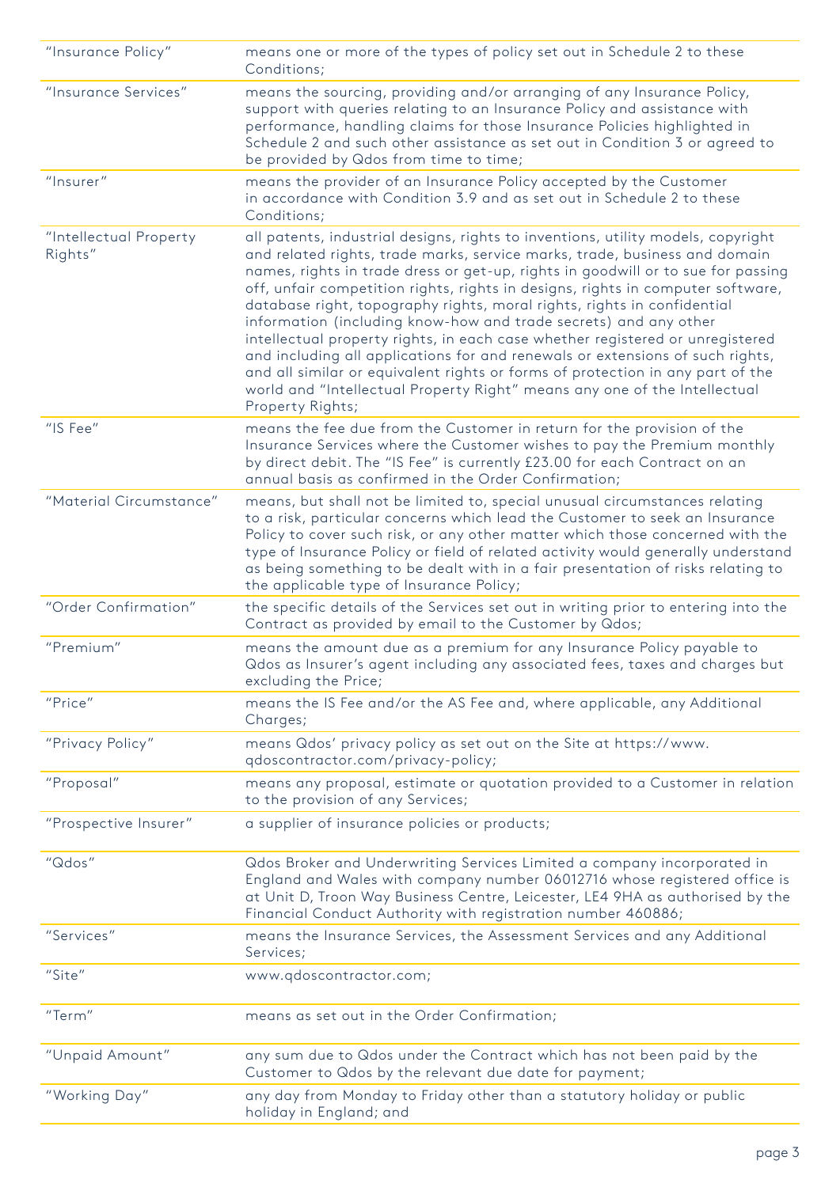| | |
|---|---|
| "Insurance Policy" | means one or more of the types of policy set out in Schedule 2 to these Conditions; |
| "Insurance Services" | means the sourcing, providing and/or arranging of any Insurance Policy, support with queries relating to an Insurance Policy and assistance with performance, handling claims for those Insurance Policies highlighted in Schedule 2 and such other assistance as set out in Condition 3 or agreed to be provided by Qdos from time to time; |
| "Insurer" | means the provider of an Insurance Policy accepted by the Customer in accordance with Condition 3.9 and as set out in Schedule 2 to these Conditions; |
| "Intellectual Property Rights" | all patents, industrial designs, rights to inventions, utility models, copyright and related rights, trade marks, service marks, trade, business and domain names, rights in trade dress or get-up, rights in goodwill or to sue for passing off, unfair competition rights, rights in designs, rights in computer software, database right, topography rights, moral rights, rights in confidential information (including know-how and trade secrets) and any other intellectual property rights, in each case whether registered or unregistered and including all applications for and renewals or extensions of such rights, and all similar or equivalent rights or forms of protection in any part of the world and "Intellectual Property Right" means any one of the Intellectual Property Rights; |
| "IS Fee" | means the fee due from the Customer in return for the provision of the Insurance Services where the Customer wishes to pay the Premium monthly by direct debit. The "IS Fee" is currently £23.00 for each Contract on an annual basis as confirmed in the Order Confirmation; |
| "Material Circumstance" | means, but shall not be limited to, special unusual circumstances relating to a risk, particular concerns which lead the Customer to seek an Insurance Policy to cover such risk, or any other matter which those concerned with the type of Insurance Policy or field of related activity would generally understand as being something to be dealt with in a fair presentation of risks relating to the applicable type of Insurance Policy; |
| "Order Confirmation" | the specific details of the Services set out in writing prior to entering into the Contract as provided by email to the Customer by Qdos; |
| "Premium" | means the amount due as a premium for any Insurance Policy payable to Qdos as Insurer's agent including any associated fees, taxes and charges but excluding the Price; |
| "Price" | means the IS Fee and/or the AS Fee and, where applicable, any Additional Charges; |
| "Privacy Policy" | means Qdos' privacy policy as set out on the Site at https://www.qdoscontractor.com/privacy-policy; |
| "Proposal" | means any proposal, estimate or quotation provided to a Customer in relation to the provision of any Services; |
| "Prospective Insurer" | a supplier of insurance policies or products; |
| "Qdos" | Qdos Broker and Underwriting Services Limited a company incorporated in England and Wales with company number 06012716 whose registered office is at Unit D, Troon Way Business Centre, Leicester, LE4 9HA as authorised by the Financial Conduct Authority with registration number 460886; |
| "Services" | means the Insurance Services, the Assessment Services and any Additional Services; |
| "Site" | www.qdoscontractor.com; |
| "Term" | means as set out in the Order Confirmation; |
| "Unpaid Amount" | any sum due to Qdos under the Contract which has not been paid by the Customer to Qdos by the relevant due date for payment; |
| "Working Day" | any day from Monday to Friday other than a statutory holiday or public holiday in England; and |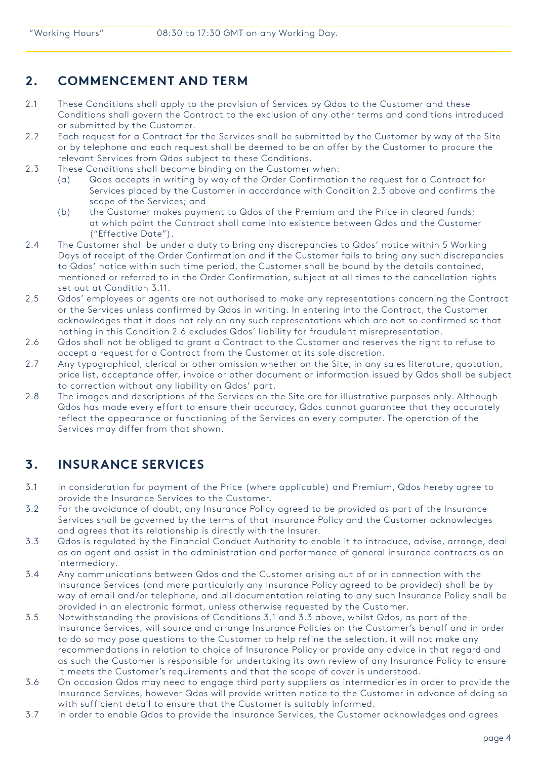| "Working Hours" | 08:30 to 17:30 GMT on any Working Day. |
| --- | --- |

## 2. COMMENCEMENT AND TERM

2.1 These Conditions shall apply to the provision of Services by Qdos to the Customer and these Conditions shall govern the Contract to the exclusion of any other terms and conditions introduced or submitted by the Customer.

2.2 Each request for a Contract for the Services shall be submitted by the Customer by way of the Site or by telephone and each request shall be deemed to be an offer by the Customer to procure the relevant Services from Qdos subject to these Conditions.

2.3 These Conditions shall become binding on the Customer when:

(a) Qdos accepts in writing by way of the Order Confirmation the request for a Contract for Services placed by the Customer in accordance with Condition 2.3 above and confirms the scope of the Services; and

(b) the Customer makes payment to Qdos of the Premium and the Price in cleared funds; at which point the Contract shall come into existence between Qdos and the Customer ("Effective Date").

2.4 The Customer shall be under a duty to bring any discrepancies to Qdos' notice within 5 Working Days of receipt of the Order Confirmation and if the Customer fails to bring any such discrepancies to Qdos' notice within such time period, the Customer shall be bound by the details contained, mentioned or referred to in the Order Confirmation, subject at all times to the cancellation rights set out at Condition 3.11.

2.5 Qdos' employees or agents are not authorised to make any representations concerning the Contract or the Services unless confirmed by Qdos in writing. In entering into the Contract, the Customer acknowledges that it does not rely on any such representations which are not so confirmed so that nothing in this Condition 2.6 excludes Qdos' liability for fraudulent misrepresentation.

2.6 Qdos shall not be obliged to grant a Contract to the Customer and reserves the right to refuse to accept a request for a Contract from the Customer at its sole discretion.

2.7 Any typographical, clerical or other omission whether on the Site, in any sales literature, quotation, price list, acceptance offer, invoice or other document or information issued by Qdos shall be subject to correction without any liability on Qdos' part.

2.8 The images and descriptions of the Services on the Site are for illustrative purposes only. Although Qdos has made every effort to ensure their accuracy, Qdos cannot guarantee that they accurately reflect the appearance or functioning of the Services on every computer. The operation of the Services may differ from that shown.

## 3. INSURANCE SERVICES

3.1 In consideration for payment of the Price (where applicable) and Premium, Qdos hereby agree to provide the Insurance Services to the Customer.

3.2 For the avoidance of doubt, any Insurance Policy agreed to be provided as part of the Insurance Services shall be governed by the terms of that Insurance Policy and the Customer acknowledges and agrees that its relationship is directly with the Insurer.

3.3 Qdos is regulated by the Financial Conduct Authority to enable it to introduce, advise, arrange, deal as an agent and assist in the administration and performance of general insurance contracts as an intermediary.

3.4 Any communications between Qdos and the Customer arising out of or in connection with the Insurance Services (and more particularly any Insurance Policy agreed to be provided) shall be by way of email and/or telephone, and all documentation relating to any such Insurance Policy shall be provided in an electronic format, unless otherwise requested by the Customer.

3.5 Notwithstanding the provisions of Conditions 3.1 and 3.3 above, whilst Qdos, as part of the Insurance Services, will source and arrange Insurance Policies on the Customer's behalf and in order to do so may pose questions to the Customer to help refine the selection, it will not make any recommendations in relation to choice of Insurance Policy or provide any advice in that regard and as such the Customer is responsible for undertaking its own review of any Insurance Policy to ensure it meets the Customer's requirements and that the scope of cover is understood.

3.6 On occasion Qdos may need to engage third party suppliers as intermediaries in order to provide the Insurance Services, however Qdos will provide written notice to the Customer in advance of doing so with sufficient detail to ensure that the Customer is suitably informed.

3.7 In order to enable Qdos to provide the Insurance Services, the Customer acknowledges and agrees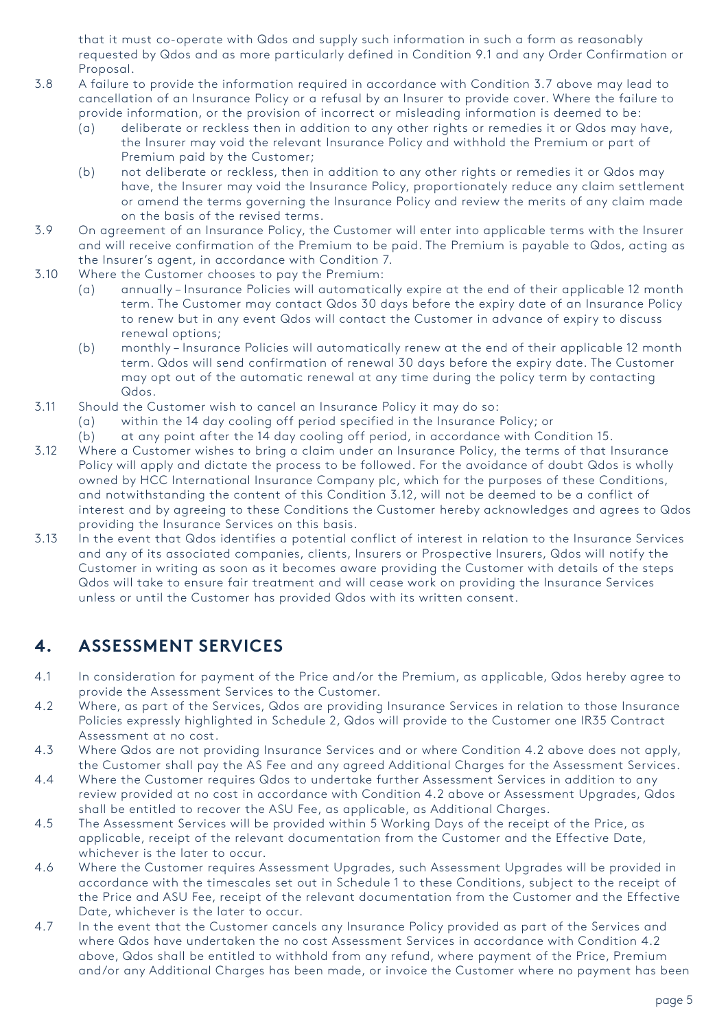that it must co-operate with Qdos and supply such information in such a form as reasonably requested by Qdos and as more particularly defined in Condition 9.1 and any Order Confirmation or Proposal.

3.8 A failure to provide the information required in accordance with Condition 3.7 above may lead to cancellation of an Insurance Policy or a refusal by an Insurer to provide cover. Where the failure to provide information, or the provision of incorrect or misleading information is deemed to be:

  (a) deliberate or reckless then in addition to any other rights or remedies it or Qdos may have, the Insurer may void the relevant Insurance Policy and withhold the Premium or part of Premium paid by the Customer;

  (b) not deliberate or reckless, then in addition to any other rights or remedies it or Qdos may have, the Insurer may void the Insurance Policy, proportionately reduce any claim settlement or amend the terms governing the Insurance Policy and review the merits of any claim made on the basis of the revised terms.

3.9 On agreement of an Insurance Policy, the Customer will enter into applicable terms with the Insurer and will receive confirmation of the Premium to be paid. The Premium is payable to Qdos, acting as the Insurer's agent, in accordance with Condition 7.

3.10 Where the Customer chooses to pay the Premium:

  (a) annually – Insurance Policies will automatically expire at the end of their applicable 12 month term. The Customer may contact Qdos 30 days before the expiry date of an Insurance Policy to renew but in any event Qdos will contact the Customer in advance of expiry to discuss renewal options;

  (b) monthly – Insurance Policies will automatically renew at the end of their applicable 12 month term. Qdos will send confirmation of renewal 30 days before the expiry date. The Customer may opt out of the automatic renewal at any time during the policy term by contacting Qdos.

3.11 Should the Customer wish to cancel an Insurance Policy it may do so:

  (a) within the 14 day cooling off period specified in the Insurance Policy; or

  (b) at any point after the 14 day cooling off period, in accordance with Condition 15.

3.12 Where a Customer wishes to bring a claim under an Insurance Policy, the terms of that Insurance Policy will apply and dictate the process to be followed. For the avoidance of doubt Qdos is wholly owned by HCC International Insurance Company plc, which for the purposes of these Conditions, and notwithstanding the content of this Condition 3.12, will not be deemed to be a conflict of interest and by agreeing to these Conditions the Customer hereby acknowledges and agrees to Qdos providing the Insurance Services on this basis.

3.13 In the event that Qdos identifies a potential conflict of interest in relation to the Insurance Services and any of its associated companies, clients, Insurers or Prospective Insurers, Qdos will notify the Customer in writing as soon as it becomes aware providing the Customer with details of the steps Qdos will take to ensure fair treatment and will cease work on providing the Insurance Services unless or until the Customer has provided Qdos with its written consent.

## 4. ASSESSMENT SERVICES

4.1 In consideration for payment of the Price and/or the Premium, as applicable, Qdos hereby agree to provide the Assessment Services to the Customer.

4.2 Where, as part of the Services, Qdos are providing Insurance Services in relation to those Insurance Policies expressly highlighted in Schedule 2, Qdos will provide to the Customer one IR35 Contract Assessment at no cost.

4.3 Where Qdos are not providing Insurance Services and or where Condition 4.2 above does not apply, the Customer shall pay the AS Fee and any agreed Additional Charges for the Assessment Services.

4.4 Where the Customer requires Qdos to undertake further Assessment Services in addition to any review provided at no cost in accordance with Condition 4.2 above or Assessment Upgrades, Qdos shall be entitled to recover the ASU Fee, as applicable, as Additional Charges.

4.5 The Assessment Services will be provided within 5 Working Days of the receipt of the Price, as applicable, receipt of the relevant documentation from the Customer and the Effective Date, whichever is the later to occur.

4.6 Where the Customer requires Assessment Upgrades, such Assessment Upgrades will be provided in accordance with the timescales set out in Schedule 1 to these Conditions, subject to the receipt of the Price and ASU Fee, receipt of the relevant documentation from the Customer and the Effective Date, whichever is the later to occur.

4.7 In the event that the Customer cancels any Insurance Policy provided as part of the Services and where Qdos have undertaken the no cost Assessment Services in accordance with Condition 4.2 above, Qdos shall be entitled to withhold from any refund, where payment of the Price, Premium and/or any Additional Charges has been made, or invoice the Customer where no payment has been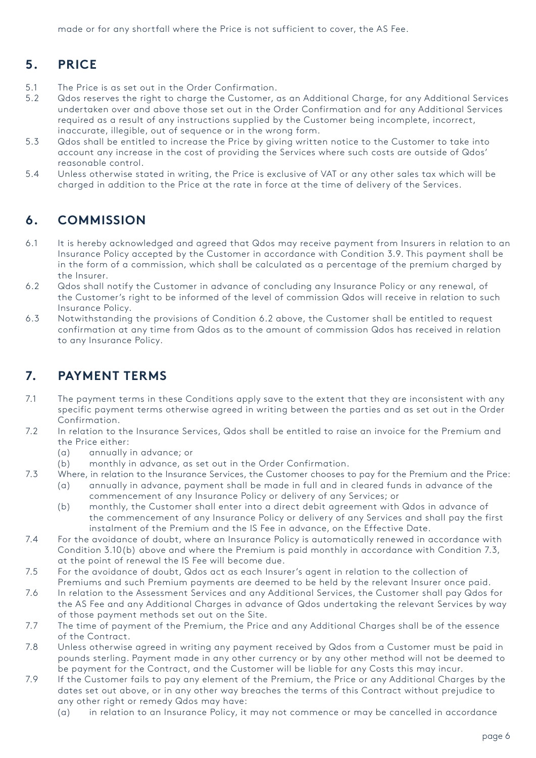made or for any shortfall where the Price is not sufficient to cover, the AS Fee.

## 5. PRICE

5.1 The Price is as set out in the Order Confirmation.

5.2 Qdos reserves the right to charge the Customer, as an Additional Charge, for any Additional Services undertaken over and above those set out in the Order Confirmation and for any Additional Services required as a result of any instructions supplied by the Customer being incomplete, incorrect, inaccurate, illegible, out of sequence or in the wrong form.

5.3 Qdos shall be entitled to increase the Price by giving written notice to the Customer to take into account any increase in the cost of providing the Services where such costs are outside of Qdos' reasonable control.

5.4 Unless otherwise stated in writing, the Price is exclusive of VAT or any other sales tax which will be charged in addition to the Price at the rate in force at the time of delivery of the Services.

## 6. COMMISSION

6.1 It is hereby acknowledged and agreed that Qdos may receive payment from Insurers in relation to an Insurance Policy accepted by the Customer in accordance with Condition 3.9. This payment shall be in the form of a commission, which shall be calculated as a percentage of the premium charged by the Insurer.

6.2 Qdos shall notify the Customer in advance of concluding any Insurance Policy or any renewal, of the Customer's right to be informed of the level of commission Qdos will receive in relation to such Insurance Policy.

6.3 Notwithstanding the provisions of Condition 6.2 above, the Customer shall be entitled to request confirmation at any time from Qdos as to the amount of commission Qdos has received in relation to any Insurance Policy.

## 7. PAYMENT TERMS

7.1 The payment terms in these Conditions apply save to the extent that they are inconsistent with any specific payment terms otherwise agreed in writing between the parties and as set out in the Order Confirmation.

7.2 In relation to the Insurance Services, Qdos shall be entitled to raise an invoice for the Premium and the Price either:

- (a) annually in advance; or
- (b) monthly in advance, as set out in the Order Confirmation.

7.3 Where, in relation to the Insurance Services, the Customer chooses to pay for the Premium and the Price:

- (a) annually in advance, payment shall be made in full and in cleared funds in advance of the commencement of any Insurance Policy or delivery of any Services; or
- (b) monthly, the Customer shall enter into a direct debit agreement with Qdos in advance of the commencement of any Insurance Policy or delivery of any Services and shall pay the first instalment of the Premium and the IS Fee in advance, on the Effective Date.

7.4 For the avoidance of doubt, where an Insurance Policy is automatically renewed in accordance with Condition 3.10(b) above and where the Premium is paid monthly in accordance with Condition 7.3, at the point of renewal the IS Fee will become due.

7.5 For the avoidance of doubt, Qdos act as each Insurer's agent in relation to the collection of Premiums and such Premium payments are deemed to be held by the relevant Insurer once paid.

7.6 In relation to the Assessment Services and any Additional Services, the Customer shall pay Qdos for the AS Fee and any Additional Charges in advance of Qdos undertaking the relevant Services by way of those payment methods set out on the Site.

7.7 The time of payment of the Premium, the Price and any Additional Charges shall be of the essence of the Contract.

7.8 Unless otherwise agreed in writing any payment received by Qdos from a Customer must be paid in pounds sterling. Payment made in any other currency or by any other method will not be deemed to be payment for the Contract, and the Customer will be liable for any Costs this may incur.

7.9 If the Customer fails to pay any element of the Premium, the Price or any Additional Charges by the dates set out above, or in any other way breaches the terms of this Contract without prejudice to any other right or remedy Qdos may have:

- (a) in relation to an Insurance Policy, it may not commence or may be cancelled in accordance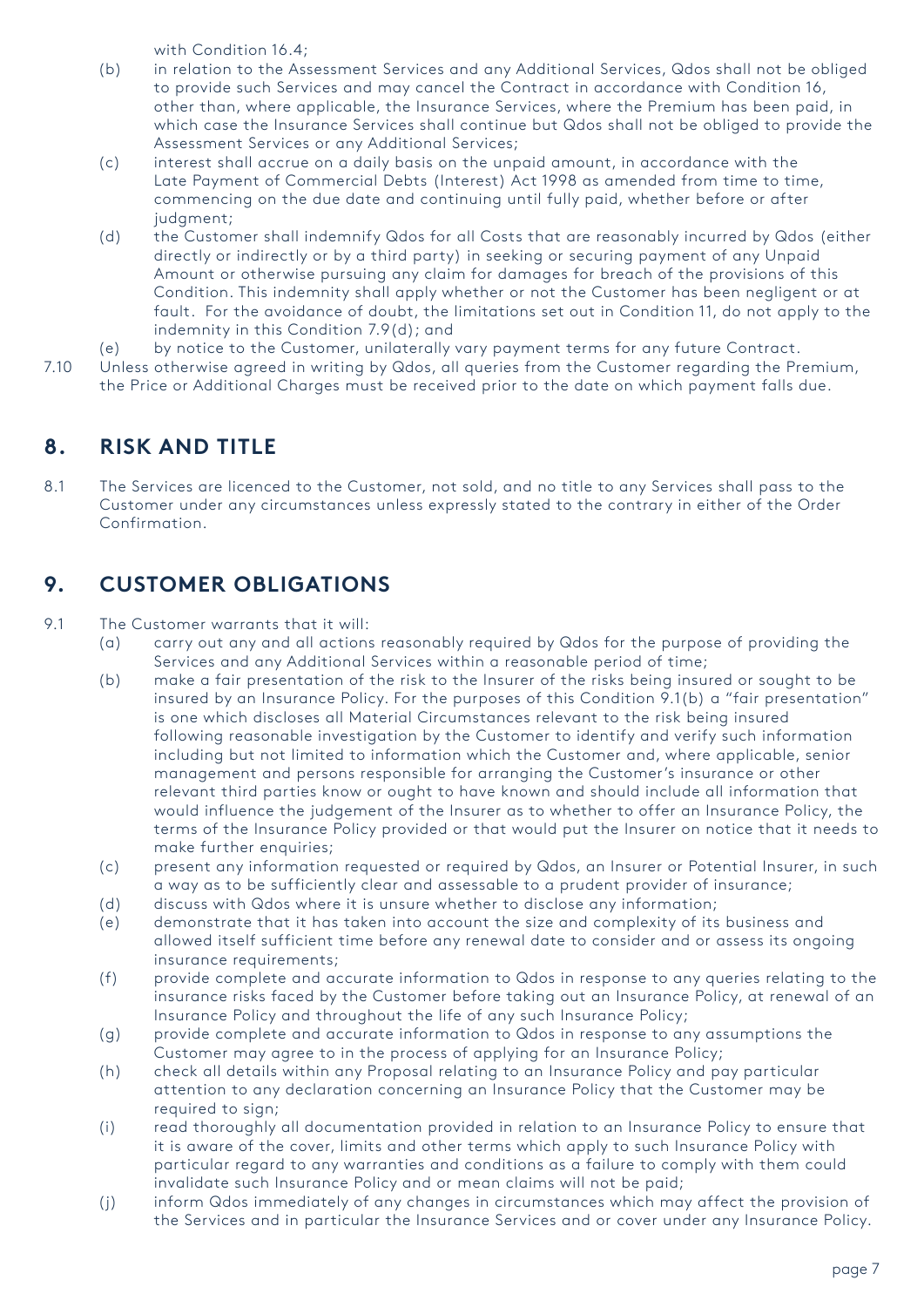with Condition 16.4;

(b) in relation to the Assessment Services and any Additional Services, Qdos shall not be obliged to provide such Services and may cancel the Contract in accordance with Condition 16, other than, where applicable, the Insurance Services, where the Premium has been paid, in which case the Insurance Services shall continue but Qdos shall not be obliged to provide the Assessment Services or any Additional Services;

(c) interest shall accrue on a daily basis on the unpaid amount, in accordance with the Late Payment of Commercial Debts (Interest) Act 1998 as amended from time to time, commencing on the due date and continuing until fully paid, whether before or after judgment;

(d) the Customer shall indemnify Qdos for all Costs that are reasonably incurred by Qdos (either directly or indirectly or by a third party) in seeking or securing payment of any Unpaid Amount or otherwise pursuing any claim for damages for breach of the provisions of this Condition. This indemnity shall apply whether or not the Customer has been negligent or at fault. For the avoidance of doubt, the limitations set out in Condition 11, do not apply to the indemnity in this Condition 7.9(d); and

(e) by notice to the Customer, unilaterally vary payment terms for any future Contract.

7.10 Unless otherwise agreed in writing by Qdos, all queries from the Customer regarding the Premium, the Price or Additional Charges must be received prior to the date on which payment falls due.

## 8. RISK AND TITLE

8.1 The Services are licenced to the Customer, not sold, and no title to any Services shall pass to the Customer under any circumstances unless expressly stated to the contrary in either of the Order Confirmation.

## 9. CUSTOMER OBLIGATIONS

9.1 The Customer warrants that it will:

(a) carry out any and all actions reasonably required by Qdos for the purpose of providing the Services and any Additional Services within a reasonable period of time;

(b) make a fair presentation of the risk to the Insurer of the risks being insured or sought to be insured by an Insurance Policy. For the purposes of this Condition 9.1(b) a "fair presentation" is one which discloses all Material Circumstances relevant to the risk being insured following reasonable investigation by the Customer to identify and verify such information including but not limited to information which the Customer and, where applicable, senior management and persons responsible for arranging the Customer's insurance or other relevant third parties know or ought to have known and should include all information that would influence the judgement of the Insurer as to whether to offer an Insurance Policy, the terms of the Insurance Policy provided or that would put the Insurer on notice that it needs to make further enquiries;

(c) present any information requested or required by Qdos, an Insurer or Potential Insurer, in such a way as to be sufficiently clear and assessable to a prudent provider of insurance;

(d) discuss with Qdos where it is unsure whether to disclose any information;

(e) demonstrate that it has taken into account the size and complexity of its business and allowed itself sufficient time before any renewal date to consider and or assess its ongoing insurance requirements;

(f) provide complete and accurate information to Qdos in response to any queries relating to the insurance risks faced by the Customer before taking out an Insurance Policy, at renewal of an Insurance Policy and throughout the life of any such Insurance Policy;

(g) provide complete and accurate information to Qdos in response to any assumptions the Customer may agree to in the process of applying for an Insurance Policy;

(h) check all details within any Proposal relating to an Insurance Policy and pay particular attention to any declaration concerning an Insurance Policy that the Customer may be required to sign;

(i) read thoroughly all documentation provided in relation to an Insurance Policy to ensure that it is aware of the cover, limits and other terms which apply to such Insurance Policy with particular regard to any warranties and conditions as a failure to comply with them could invalidate such Insurance Policy and or mean claims will not be paid;

(j) inform Qdos immediately of any changes in circumstances which may affect the provision of the Services and in particular the Insurance Services and or cover under any Insurance Policy.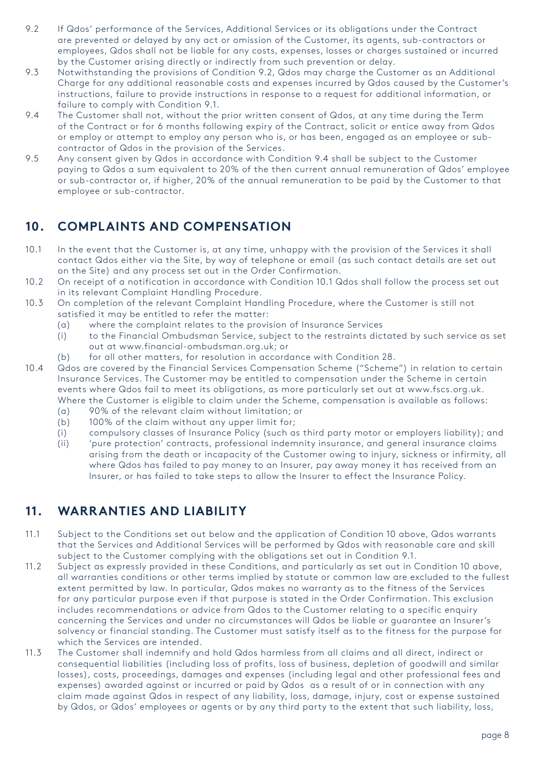9.2 If Qdos' performance of the Services, Additional Services or its obligations under the Contract are prevented or delayed by any act or omission of the Customer, its agents, sub-contractors or employees, Qdos shall not be liable for any costs, expenses, losses or charges sustained or incurred by the Customer arising directly or indirectly from such prevention or delay.

9.3 Notwithstanding the provisions of Condition 9.2, Qdos may charge the Customer as an Additional Charge for any additional reasonable costs and expenses incurred by Qdos caused by the Customer's instructions, failure to provide instructions in response to a request for additional information, or failure to comply with Condition 9.1.

9.4 The Customer shall not, without the prior written consent of Qdos, at any time during the Term of the Contract or for 6 months following expiry of the Contract, solicit or entice away from Qdos or employ or attempt to employ any person who is, or has been, engaged as an employee or sub-contractor of Qdos in the provision of the Services.

9.5 Any consent given by Qdos in accordance with Condition 9.4 shall be subject to the Customer paying to Qdos a sum equivalent to 20% of the then current annual remuneration of Qdos' employee or sub-contractor or, if higher, 20% of the annual remuneration to be paid by the Customer to that employee or sub-contractor.

## 10. COMPLAINTS AND COMPENSATION

10.1 In the event that the Customer is, at any time, unhappy with the provision of the Services it shall contact Qdos either via the Site, by way of telephone or email (as such contact details are set out on the Site) and any process set out in the Order Confirmation.

10.2 On receipt of a notification in accordance with Condition 10.1 Qdos shall follow the process set out in its relevant Complaint Handling Procedure.

10.3 On completion of the relevant Complaint Handling Procedure, where the Customer is still not satisfied it may be entitled to refer the matter:
- (a) where the complaint relates to the provision of Insurance Services
- (i) to the Financial Ombudsman Service, subject to the restraints dictated by such service as set out at www.financial-ombudsman.org.uk; or
- (b) for all other matters, for resolution in accordance with Condition 28.

10.4 Qdos are covered by the Financial Services Compensation Scheme ("Scheme") in relation to certain Insurance Services. The Customer may be entitled to compensation under the Scheme in certain events where Qdos fail to meet its obligations, as more particularly set out at www.fscs.org.uk. Where the Customer is eligible to claim under the Scheme, compensation is available as follows:
- (a) 90% of the relevant claim without limitation; or
- (b) 100% of the claim without any upper limit for;
- (i) compulsory classes of Insurance Policy (such as third party motor or employers liability); and
- (ii) 'pure protection' contracts, professional indemnity insurance, and general insurance claims arising from the death or incapacity of the Customer owing to injury, sickness or infirmity, all where Qdos has failed to pay money to an Insurer, pay away money it has received from an Insurer, or has failed to take steps to allow the Insurer to effect the Insurance Policy.

## 11. WARRANTIES AND LIABILITY

11.1 Subject to the Conditions set out below and the application of Condition 10 above, Qdos warrants that the Services and Additional Services will be performed by Qdos with reasonable care and skill subject to the Customer complying with the obligations set out in Condition 9.1.

11.2 Subject as expressly provided in these Conditions, and particularly as set out in Condition 10 above, all warranties conditions or other terms implied by statute or common law are excluded to the fullest extent permitted by law. In particular, Qdos makes no warranty as to the fitness of the Services for any particular purpose even if that purpose is stated in the Order Confirmation. This exclusion includes recommendations or advice from Qdos to the Customer relating to a specific enquiry concerning the Services and under no circumstances will Qdos be liable or guarantee an Insurer's solvency or financial standing. The Customer must satisfy itself as to the fitness for the purpose for which the Services are intended.

11.3 The Customer shall indemnify and hold Qdos harmless from all claims and all direct, indirect or consequential liabilities (including loss of profits, loss of business, depletion of goodwill and similar losses), costs, proceedings, damages and expenses (including legal and other professional fees and expenses) awarded against or incurred or paid by Qdos as a result of or in connection with any claim made against Qdos in respect of any liability, loss, damage, injury, cost or expense sustained by Qdos, or Qdos' employees or agents or by any third party to the extent that such liability, loss,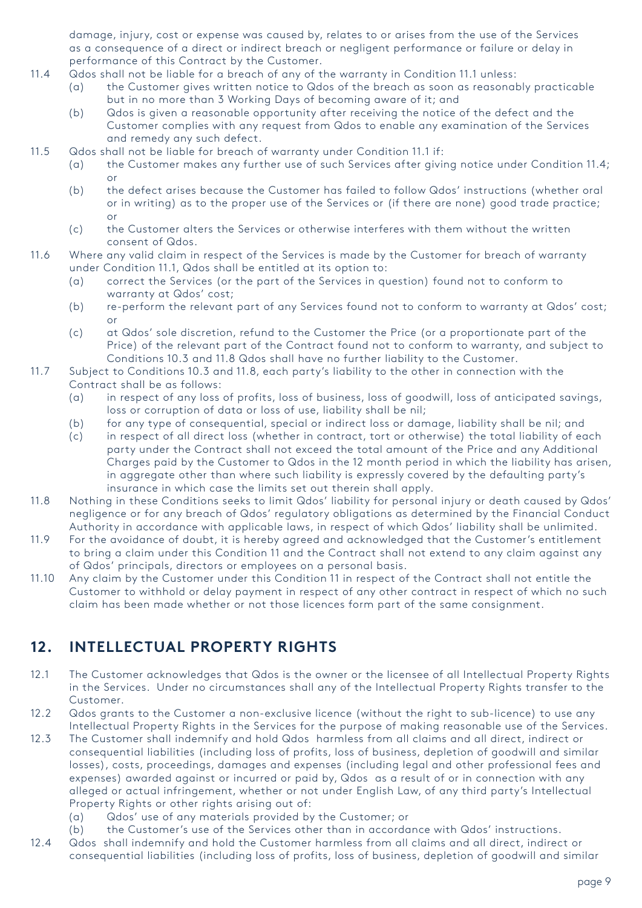damage, injury, cost or expense was caused by, relates to or arises from the use of the Services as a consequence of a direct or indirect breach or negligent performance or failure or delay in performance of this Contract by the Customer.

11.4 Qdos shall not be liable for a breach of any of the warranty in Condition 11.1 unless:

(a) the Customer gives written notice to Qdos of the breach as soon as reasonably practicable but in no more than 3 Working Days of becoming aware of it; and

(b) Qdos is given a reasonable opportunity after receiving the notice of the defect and the Customer complies with any request from Qdos to enable any examination of the Services and remedy any such defect.

11.5 Qdos shall not be liable for breach of warranty under Condition 11.1 if:

(a) the Customer makes any further use of such Services after giving notice under Condition 11.4; or

(b) the defect arises because the Customer has failed to follow Qdos' instructions (whether oral or in writing) as to the proper use of the Services or (if there are none) good trade practice; or

(c) the Customer alters the Services or otherwise interferes with them without the written consent of Qdos.

11.6 Where any valid claim in respect of the Services is made by the Customer for breach of warranty under Condition 11.1, Qdos shall be entitled at its option to:

(a) correct the Services (or the part of the Services in question) found not to conform to warranty at Qdos' cost;

(b) re-perform the relevant part of any Services found not to conform to warranty at Qdos' cost; or

(c) at Qdos' sole discretion, refund to the Customer the Price (or a proportionate part of the Price) of the relevant part of the Contract found not to conform to warranty, and subject to Conditions 10.3 and 11.8 Qdos shall have no further liability to the Customer.

11.7 Subject to Conditions 10.3 and 11.8, each party's liability to the other in connection with the Contract shall be as follows:

(a) in respect of any loss of profits, loss of business, loss of goodwill, loss of anticipated savings, loss or corruption of data or loss of use, liability shall be nil;

(b) for any type of consequential, special or indirect loss or damage, liability shall be nil; and

(c) in respect of all direct loss (whether in contract, tort or otherwise) the total liability of each party under the Contract shall not exceed the total amount of the Price and any Additional Charges paid by the Customer to Qdos in the 12 month period in which the liability has arisen, in aggregate other than where such liability is expressly covered by the defaulting party's insurance in which case the limits set out therein shall apply.

11.8 Nothing in these Conditions seeks to limit Qdos' liability for personal injury or death caused by Qdos' negligence or for any breach of Qdos' regulatory obligations as determined by the Financial Conduct Authority in accordance with applicable laws, in respect of which Qdos' liability shall be unlimited.

11.9 For the avoidance of doubt, it is hereby agreed and acknowledged that the Customer's entitlement to bring a claim under this Condition 11 and the Contract shall not extend to any claim against any of Qdos' principals, directors or employees on a personal basis.

11.10 Any claim by the Customer under this Condition 11 in respect of the Contract shall not entitle the Customer to withhold or delay payment in respect of any other contract in respect of which no such claim has been made whether or not those licences form part of the same consignment.

## 12. INTELLECTUAL PROPERTY RIGHTS

12.1 The Customer acknowledges that Qdos is the owner or the licensee of all Intellectual Property Rights in the Services. Under no circumstances shall any of the Intellectual Property Rights transfer to the Customer.

12.2 Qdos grants to the Customer a non-exclusive licence (without the right to sub-licence) to use any Intellectual Property Rights in the Services for the purpose of making reasonable use of the Services.

12.3 The Customer shall indemnify and hold Qdos harmless from all claims and all direct, indirect or consequential liabilities (including loss of profits, loss of business, depletion of goodwill and similar losses), costs, proceedings, damages and expenses (including legal and other professional fees and expenses) awarded against or incurred or paid by, Qdos as a result of or in connection with any alleged or actual infringement, whether or not under English Law, of any third party's Intellectual Property Rights or other rights arising out of:

(a) Qdos' use of any materials provided by the Customer; or

(b) the Customer's use of the Services other than in accordance with Qdos' instructions.

12.4 Qdos shall indemnify and hold the Customer harmless from all claims and all direct, indirect or consequential liabilities (including loss of profits, loss of business, depletion of goodwill and similar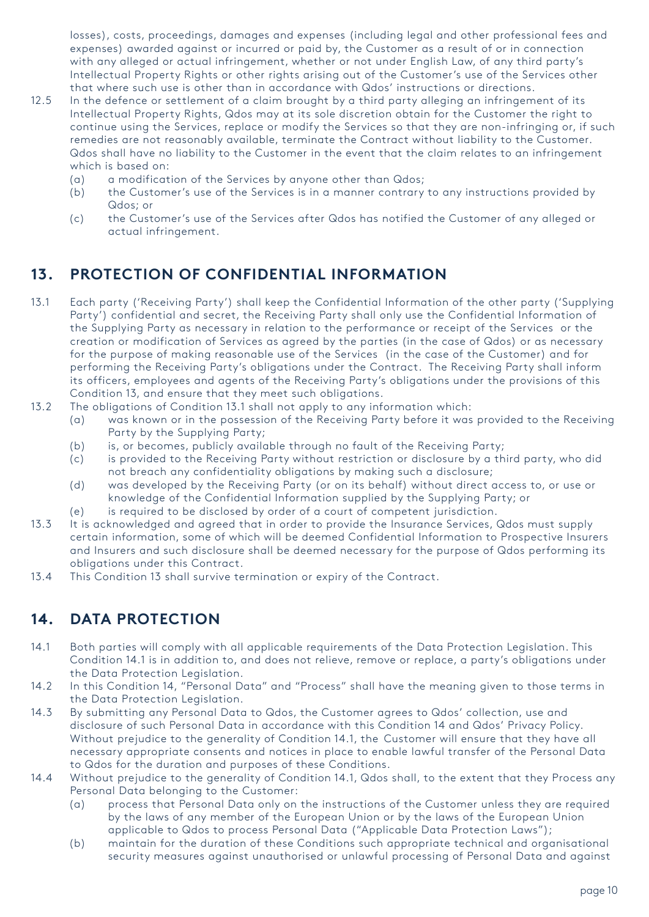losses), costs, proceedings, damages and expenses (including legal and other professional fees and expenses) awarded against or incurred or paid by, the Customer as a result of or in connection with any alleged or actual infringement, whether or not under English Law, of any third party's Intellectual Property Rights or other rights arising out of the Customer's use of the Services other that where such use is other than in accordance with Qdos' instructions or directions.

12.5 In the defence or settlement of a claim brought by a third party alleging an infringement of its Intellectual Property Rights, Qdos may at its sole discretion obtain for the Customer the right to continue using the Services, replace or modify the Services so that they are non-infringing or, if such remedies are not reasonably available, terminate the Contract without liability to the Customer. Qdos shall have no liability to the Customer in the event that the claim relates to an infringement which is based on:

   (a) a modification of the Services by anyone other than Qdos;
   (b) the Customer's use of the Services is in a manner contrary to any instructions provided by Qdos; or
   (c) the Customer's use of the Services after Qdos has notified the Customer of any alleged or actual infringement.

## 13. PROTECTION OF CONFIDENTIAL INFORMATION

13.1 Each party ('Receiving Party') shall keep the Confidential Information of the other party ('Supplying Party') confidential and secret, the Receiving Party shall only use the Confidential Information of the Supplying Party as necessary in relation to the performance or receipt of the Services or the creation or modification of Services as agreed by the parties (in the case of Qdos) or as necessary for the purpose of making reasonable use of the Services (in the case of the Customer) and for performing the Receiving Party's obligations under the Contract. The Receiving Party shall inform its officers, employees and agents of the Receiving Party's obligations under the provisions of this Condition 13, and ensure that they meet such obligations.

13.2 The obligations of Condition 13.1 shall not apply to any information which:

   (a) was known or in the possession of the Receiving Party before it was provided to the Receiving Party by the Supplying Party;
   (b) is, or becomes, publicly available through no fault of the Receiving Party;
   (c) is provided to the Receiving Party without restriction or disclosure by a third party, who did not breach any confidentiality obligations by making such a disclosure;
   (d) was developed by the Receiving Party (or on its behalf) without direct access to, or use or knowledge of the Confidential Information supplied by the Supplying Party; or
   (e) is required to be disclosed by order of a court of competent jurisdiction.

13.3 It is acknowledged and agreed that in order to provide the Insurance Services, Qdos must supply certain information, some of which will be deemed Confidential Information to Prospective Insurers and Insurers and such disclosure shall be deemed necessary for the purpose of Qdos performing its obligations under this Contract.

13.4 This Condition 13 shall survive termination or expiry of the Contract.

## 14. DATA PROTECTION

14.1 Both parties will comply with all applicable requirements of the Data Protection Legislation. This Condition 14.1 is in addition to, and does not relieve, remove or replace, a party's obligations under the Data Protection Legislation.

14.2 In this Condition 14, "Personal Data" and "Process" shall have the meaning given to those terms in the Data Protection Legislation.

14.3 By submitting any Personal Data to Qdos, the Customer agrees to Qdos' collection, use and disclosure of such Personal Data in accordance with this Condition 14 and Qdos' Privacy Policy. Without prejudice to the generality of Condition 14.1, the Customer will ensure that they have all necessary appropriate consents and notices in place to enable lawful transfer of the Personal Data to Qdos for the duration and purposes of these Conditions.

14.4 Without prejudice to the generality of Condition 14.1, Qdos shall, to the extent that they Process any Personal Data belonging to the Customer:

   (a) process that Personal Data only on the instructions of the Customer unless they are required by the laws of any member of the European Union or by the laws of the European Union applicable to Qdos to process Personal Data ("Applicable Data Protection Laws");
   (b) maintain for the duration of these Conditions such appropriate technical and organisational security measures against unauthorised or unlawful processing of Personal Data and against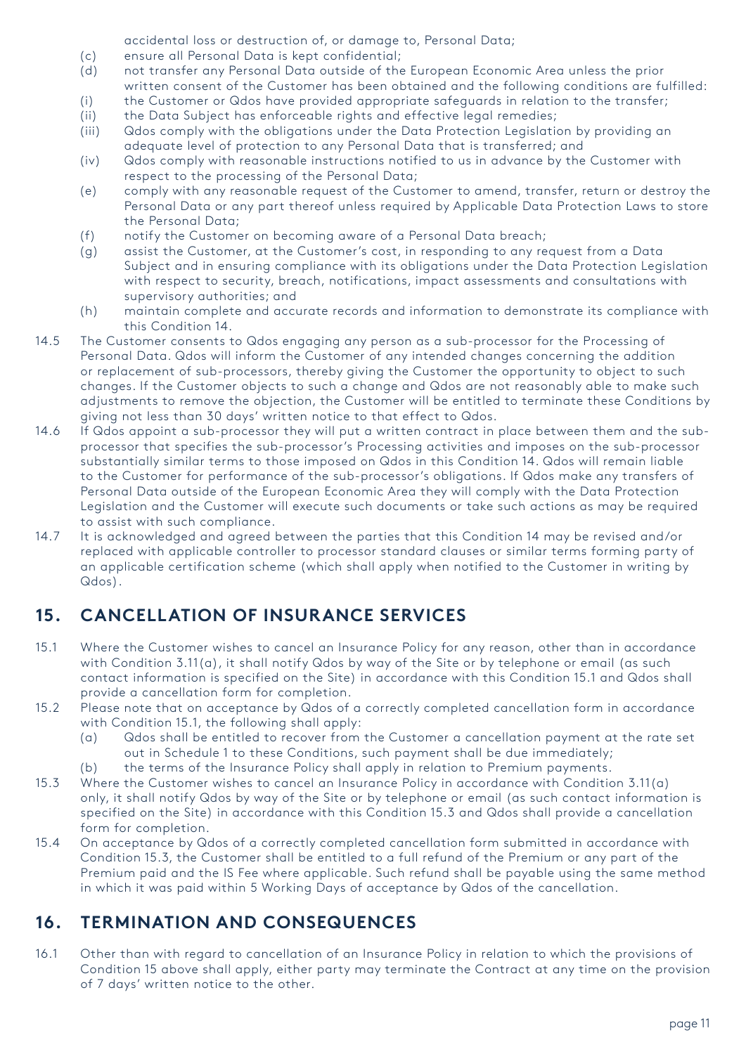accidental loss or destruction of, or damage to, Personal Data;

(c) ensure all Personal Data is kept confidential;

(d) not transfer any Personal Data outside of the European Economic Area unless the prior written consent of the Customer has been obtained and the following conditions are fulfilled:

(i) the Customer or Qdos have provided appropriate safeguards in relation to the transfer;

(ii) the Data Subject has enforceable rights and effective legal remedies;

(iii) Qdos comply with the obligations under the Data Protection Legislation by providing an adequate level of protection to any Personal Data that is transferred; and

(iv) Qdos comply with reasonable instructions notified to us in advance by the Customer with respect to the processing of the Personal Data;

(e) comply with any reasonable request of the Customer to amend, transfer, return or destroy the Personal Data or any part thereof unless required by Applicable Data Protection Laws to store the Personal Data;

(f) notify the Customer on becoming aware of a Personal Data breach;

(g) assist the Customer, at the Customer's cost, in responding to any request from a Data Subject and in ensuring compliance with its obligations under the Data Protection Legislation with respect to security, breach, notifications, impact assessments and consultations with supervisory authorities; and

(h) maintain complete and accurate records and information to demonstrate its compliance with this Condition 14.

14.5 The Customer consents to Qdos engaging any person as a sub-processor for the Processing of Personal Data. Qdos will inform the Customer of any intended changes concerning the addition or replacement of sub-processors, thereby giving the Customer the opportunity to object to such changes. If the Customer objects to such a change and Qdos are not reasonably able to make such adjustments to remove the objection, the Customer will be entitled to terminate these Conditions by giving not less than 30 days' written notice to that effect to Qdos.

14.6 If Qdos appoint a sub-processor they will put a written contract in place between them and the sub-processor that specifies the sub-processor's Processing activities and imposes on the sub-processor substantially similar terms to those imposed on Qdos in this Condition 14. Qdos will remain liable to the Customer for performance of the sub-processor's obligations. If Qdos make any transfers of Personal Data outside of the European Economic Area they will comply with the Data Protection Legislation and the Customer will execute such documents or take such actions as may be required to assist with such compliance.

14.7 It is acknowledged and agreed between the parties that this Condition 14 may be revised and/or replaced with applicable controller to processor standard clauses or similar terms forming party of an applicable certification scheme (which shall apply when notified to the Customer in writing by Qdos).

## 15. CANCELLATION OF INSURANCE SERVICES

15.1 Where the Customer wishes to cancel an Insurance Policy for any reason, other than in accordance with Condition 3.11(a), it shall notify Qdos by way of the Site or by telephone or email (as such contact information is specified on the Site) in accordance with this Condition 15.1 and Qdos shall provide a cancellation form for completion.

15.2 Please note that on acceptance by Qdos of a correctly completed cancellation form in accordance with Condition 15.1, the following shall apply:

(a) Qdos shall be entitled to recover from the Customer a cancellation payment at the rate set out in Schedule 1 to these Conditions, such payment shall be due immediately;

(b) the terms of the Insurance Policy shall apply in relation to Premium payments.

15.3 Where the Customer wishes to cancel an Insurance Policy in accordance with Condition 3.11(a) only, it shall notify Qdos by way of the Site or by telephone or email (as such contact information is specified on the Site) in accordance with this Condition 15.3 and Qdos shall provide a cancellation form for completion.

15.4 On acceptance by Qdos of a correctly completed cancellation form submitted in accordance with Condition 15.3, the Customer shall be entitled to a full refund of the Premium or any part of the Premium paid and the IS Fee where applicable. Such refund shall be payable using the same method in which it was paid within 5 Working Days of acceptance by Qdos of the cancellation.

## 16. TERMINATION AND CONSEQUENCES

16.1 Other than with regard to cancellation of an Insurance Policy in relation to which the provisions of Condition 15 above shall apply, either party may terminate the Contract at any time on the provision of 7 days' written notice to the other.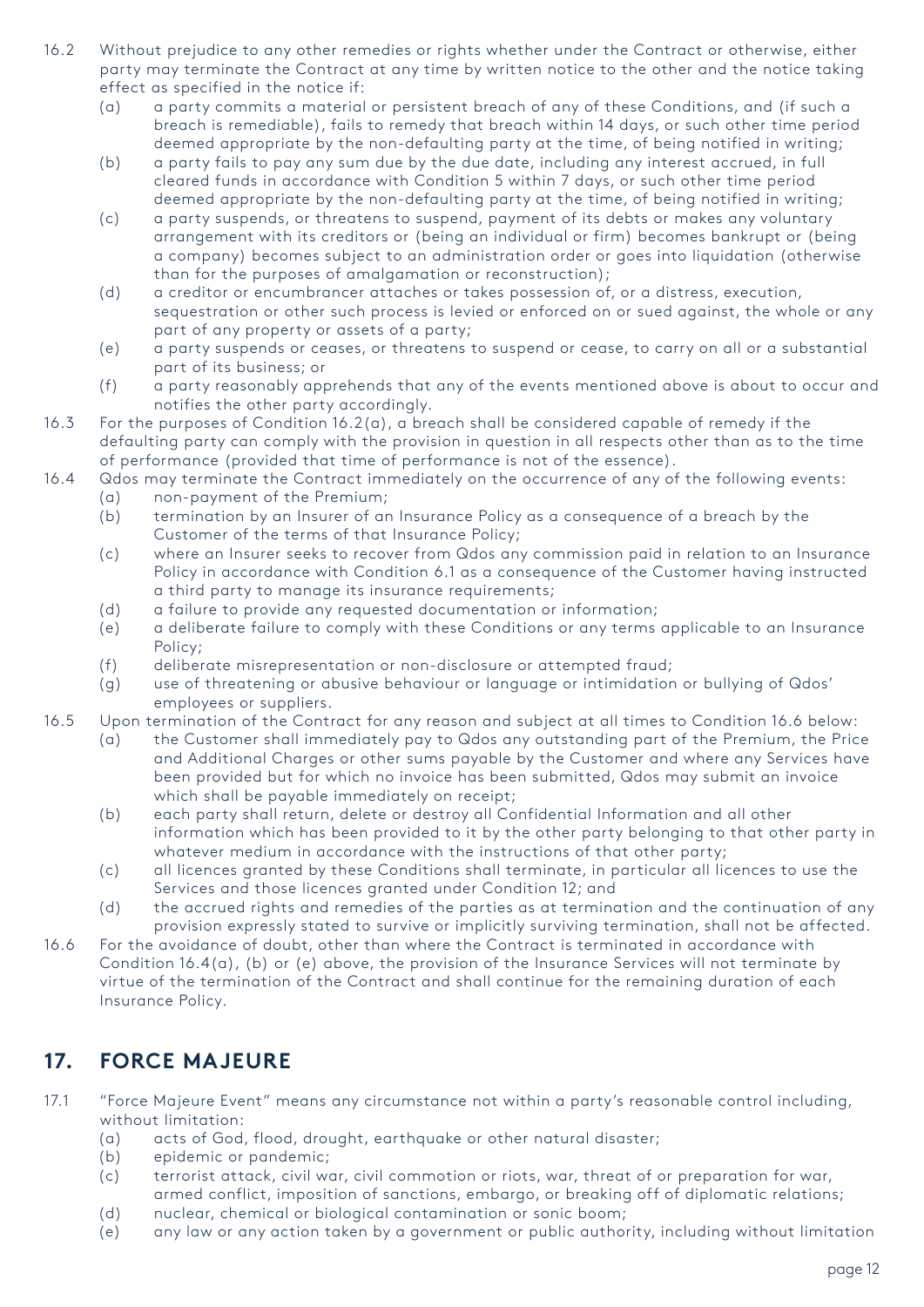16.2 Without prejudice to any other remedies or rights whether under the Contract or otherwise, either party may terminate the Contract at any time by written notice to the other and the notice taking effect as specified in the notice if:

- (a) a party commits a material or persistent breach of any of these Conditions, and (if such a breach is remediable), fails to remedy that breach within 14 days, or such other time period deemed appropriate by the non-defaulting party at the time, of being notified in writing;
- (b) a party fails to pay any sum due by the due date, including any interest accrued, in full cleared funds in accordance with Condition 5 within 7 days, or such other time period deemed appropriate by the non-defaulting party at the time, of being notified in writing;
- (c) a party suspends, or threatens to suspend, payment of its debts or makes any voluntary arrangement with its creditors or (being an individual or firm) becomes bankrupt or (being a company) becomes subject to an administration order or goes into liquidation (otherwise than for the purposes of amalgamation or reconstruction);
- (d) a creditor or encumbrancer attaches or takes possession of, or a distress, execution, sequestration or other such process is levied or enforced on or sued against, the whole or any part of any property or assets of a party;
- (e) a party suspends or ceases, or threatens to suspend or cease, to carry on all or a substantial part of its business; or
- (f) a party reasonably apprehends that any of the events mentioned above is about to occur and notifies the other party accordingly.

16.3 For the purposes of Condition 16.2(a), a breach shall be considered capable of remedy if the defaulting party can comply with the provision in question in all respects other than as to the time of performance (provided that time of performance is not of the essence).

16.4 Qdos may terminate the Contract immediately on the occurrence of any of the following events:

- (a) non-payment of the Premium;
- (b) termination by an Insurer of an Insurance Policy as a consequence of a breach by the Customer of the terms of that Insurance Policy;
- (c) where an Insurer seeks to recover from Qdos any commission paid in relation to an Insurance Policy in accordance with Condition 6.1 as a consequence of the Customer having instructed a third party to manage its insurance requirements;
- (d) a failure to provide any requested documentation or information;
- (e) a deliberate failure to comply with these Conditions or any terms applicable to an Insurance Policy;
- (f) deliberate misrepresentation or non-disclosure or attempted fraud;
- (g) use of threatening or abusive behaviour or language or intimidation or bullying of Qdos' employees or suppliers.

16.5 Upon termination of the Contract for any reason and subject at all times to Condition 16.6 below:

- (a) the Customer shall immediately pay to Qdos any outstanding part of the Premium, the Price and Additional Charges or other sums payable by the Customer and where any Services have been provided but for which no invoice has been submitted, Qdos may submit an invoice which shall be payable immediately on receipt;
- (b) each party shall return, delete or destroy all Confidential Information and all other information which has been provided to it by the other party belonging to that other party in whatever medium in accordance with the instructions of that other party;
- (c) all licences granted by these Conditions shall terminate, in particular all licences to use the Services and those licences granted under Condition 12; and
- (d) the accrued rights and remedies of the parties as at termination and the continuation of any provision expressly stated to survive or implicitly surviving termination, shall not be affected.

16.6 For the avoidance of doubt, other than where the Contract is terminated in accordance with Condition 16.4(a), (b) or (e) above, the provision of the Insurance Services will not terminate by virtue of the termination of the Contract and shall continue for the remaining duration of each Insurance Policy.

## 17. FORCE MAJEURE

17.1 "Force Majeure Event" means any circumstance not within a party's reasonable control including, without limitation:

- (a) acts of God, flood, drought, earthquake or other natural disaster;
- (b) epidemic or pandemic;
- (c) terrorist attack, civil war, civil commotion or riots, war, threat of or preparation for war, armed conflict, imposition of sanctions, embargo, or breaking off of diplomatic relations;
- (d) nuclear, chemical or biological contamination or sonic boom;
- (e) any law or any action taken by a government or public authority, including without limitation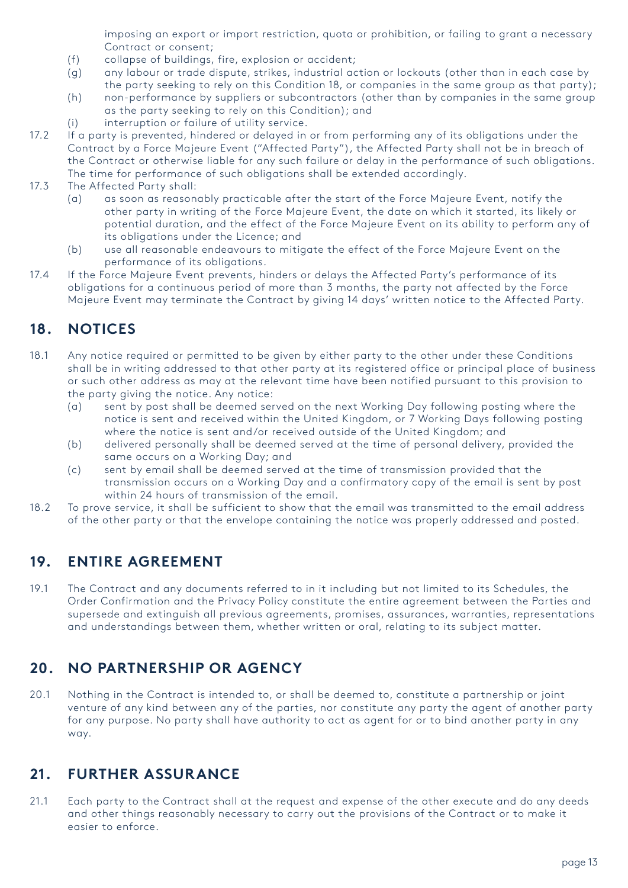imposing an export or import restriction, quota or prohibition, or failing to grant a necessary Contract or consent;

(f) collapse of buildings, fire, explosion or accident;

(g) any labour or trade dispute, strikes, industrial action or lockouts (other than in each case by the party seeking to rely on this Condition 18, or companies in the same group as that party);

(h) non-performance by suppliers or subcontractors (other than by companies in the same group as the party seeking to rely on this Condition); and

(i) interruption or failure of utility service.

17.2 If a party is prevented, hindered or delayed in or from performing any of its obligations under the Contract by a Force Majeure Event ("Affected Party"), the Affected Party shall not be in breach of the Contract or otherwise liable for any such failure or delay in the performance of such obligations. The time for performance of such obligations shall be extended accordingly.

17.3 The Affected Party shall:

(a) as soon as reasonably practicable after the start of the Force Majeure Event, notify the other party in writing of the Force Majeure Event, the date on which it started, its likely or potential duration, and the effect of the Force Majeure Event on its ability to perform any of its obligations under the Licence; and

(b) use all reasonable endeavours to mitigate the effect of the Force Majeure Event on the performance of its obligations.

17.4 If the Force Majeure Event prevents, hinders or delays the Affected Party's performance of its obligations for a continuous period of more than 3 months, the party not affected by the Force Majeure Event may terminate the Contract by giving 14 days' written notice to the Affected Party.

## 18. NOTICES

18.1 Any notice required or permitted to be given by either party to the other under these Conditions shall be in writing addressed to that other party at its registered office or principal place of business or such other address as may at the relevant time have been notified pursuant to this provision to the party giving the notice. Any notice:

(a) sent by post shall be deemed served on the next Working Day following posting where the notice is sent and received within the United Kingdom, or 7 Working Days following posting where the notice is sent and/or received outside of the United Kingdom; and

(b) delivered personally shall be deemed served at the time of personal delivery, provided the same occurs on a Working Day; and

(c) sent by email shall be deemed served at the time of transmission provided that the transmission occurs on a Working Day and a confirmatory copy of the email is sent by post within 24 hours of transmission of the email.

18.2 To prove service, it shall be sufficient to show that the email was transmitted to the email address of the other party or that the envelope containing the notice was properly addressed and posted.

## 19. ENTIRE AGREEMENT

19.1 The Contract and any documents referred to in it including but not limited to its Schedules, the Order Confirmation and the Privacy Policy constitute the entire agreement between the Parties and supersede and extinguish all previous agreements, promises, assurances, warranties, representations and understandings between them, whether written or oral, relating to its subject matter.

## 20. NO PARTNERSHIP OR AGENCY

20.1 Nothing in the Contract is intended to, or shall be deemed to, constitute a partnership or joint venture of any kind between any of the parties, nor constitute any party the agent of another party for any purpose. No party shall have authority to act as agent for or to bind another party in any way.

## 21. FURTHER ASSURANCE

21.1 Each party to the Contract shall at the request and expense of the other execute and do any deeds and other things reasonably necessary to carry out the provisions of the Contract or to make it easier to enforce.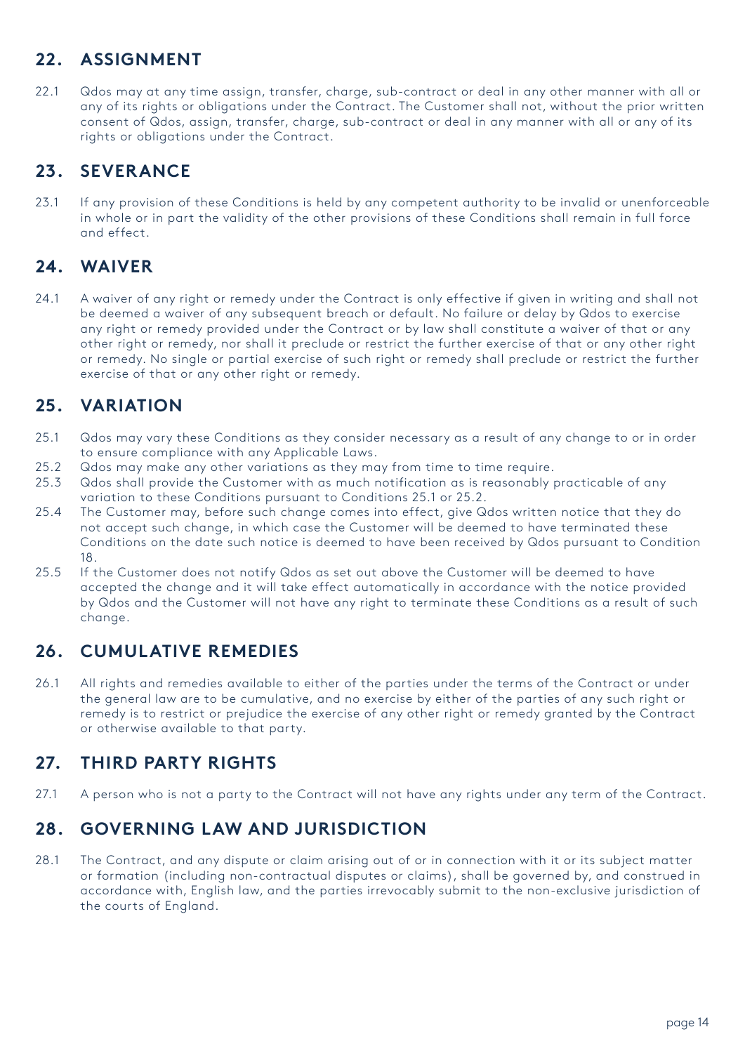## 22. ASSIGNMENT

22.1 Qdos may at any time assign, transfer, charge, sub-contract or deal in any other manner with all or any of its rights or obligations under the Contract. The Customer shall not, without the prior written consent of Qdos, assign, transfer, charge, sub-contract or deal in any manner with all or any of its rights or obligations under the Contract.

## 23. SEVERANCE

23.1 If any provision of these Conditions is held by any competent authority to be invalid or unenforceable in whole or in part the validity of the other provisions of these Conditions shall remain in full force and effect.

## 24. WAIVER

24.1 A waiver of any right or remedy under the Contract is only effective if given in writing and shall not be deemed a waiver of any subsequent breach or default. No failure or delay by Qdos to exercise any right or remedy provided under the Contract or by law shall constitute a waiver of that or any other right or remedy, nor shall it preclude or restrict the further exercise of that or any other right or remedy. No single or partial exercise of such right or remedy shall preclude or restrict the further exercise of that or any other right or remedy.

## 25. VARIATION

25.1 Qdos may vary these Conditions as they consider necessary as a result of any change to or in order to ensure compliance with any Applicable Laws.

25.2 Qdos may make any other variations as they may from time to time require.

25.3 Qdos shall provide the Customer with as much notification as is reasonably practicable of any variation to these Conditions pursuant to Conditions 25.1 or 25.2.

25.4 The Customer may, before such change comes into effect, give Qdos written notice that they do not accept such change, in which case the Customer will be deemed to have terminated these Conditions on the date such notice is deemed to have been received by Qdos pursuant to Condition 18.

25.5 If the Customer does not notify Qdos as set out above the Customer will be deemed to have accepted the change and it will take effect automatically in accordance with the notice provided by Qdos and the Customer will not have any right to terminate these Conditions as a result of such change.

## 26. CUMULATIVE REMEDIES

26.1 All rights and remedies available to either of the parties under the terms of the Contract or under the general law are to be cumulative, and no exercise by either of the parties of any such right or remedy is to restrict or prejudice the exercise of any other right or remedy granted by the Contract or otherwise available to that party.

## 27. THIRD PARTY RIGHTS

27.1 A person who is not a party to the Contract will not have any rights under any term of the Contract.

## 28. GOVERNING LAW AND JURISDICTION

28.1 The Contract, and any dispute or claim arising out of or in connection with it or its subject matter or formation (including non-contractual disputes or claims), shall be governed by, and construed in accordance with, English law, and the parties irrevocably submit to the non-exclusive jurisdiction of the courts of England.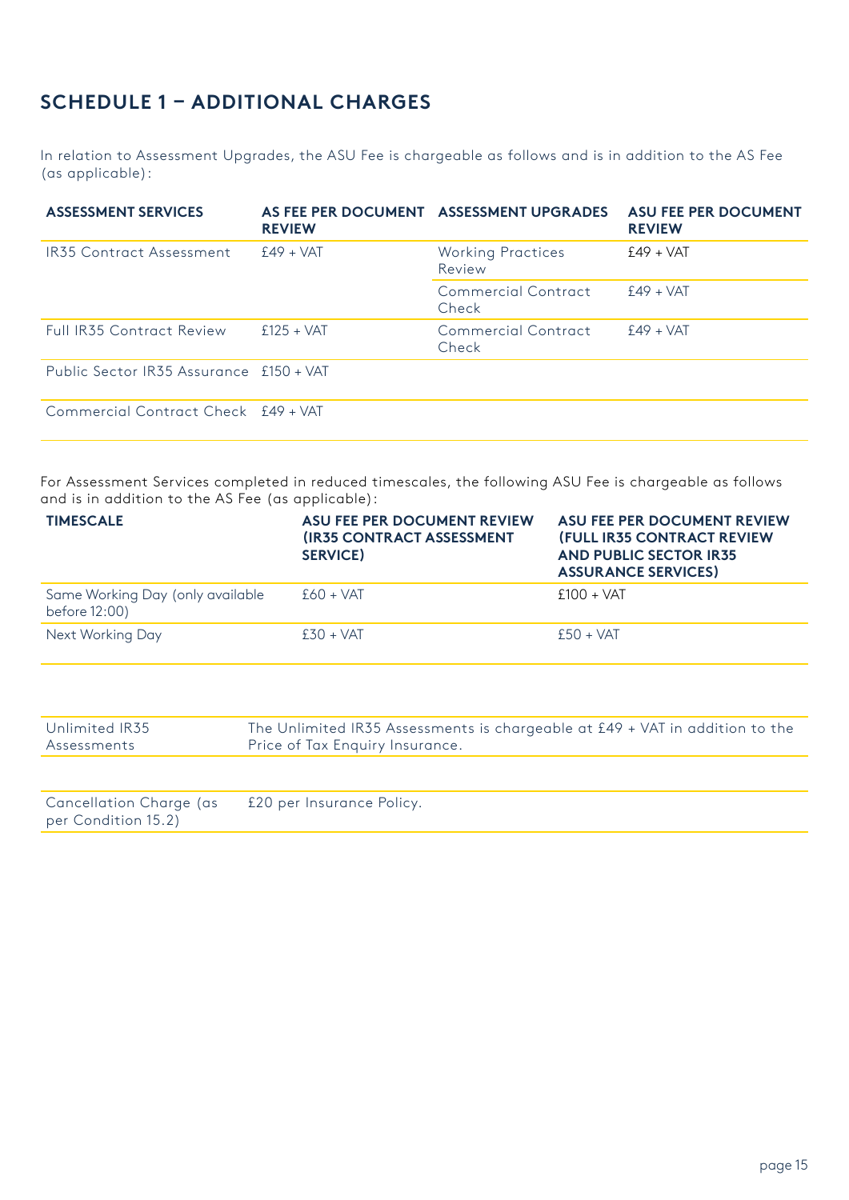## SCHEDULE 1 – ADDITIONAL CHARGES

In relation to Assessment Upgrades, the ASU Fee is chargeable as follows and is in addition to the AS Fee (as applicable):

| ASSESSMENT SERVICES | AS FEE PER DOCUMENT REVIEW | ASSESSMENT UPGRADES | ASU FEE PER DOCUMENT REVIEW |
|---|---|---|---|
| IR35 Contract Assessment | £49 + VAT | Working Practices Review | £49 + VAT |
| | | Commercial Contract Check | £49 + VAT |
| Full IR35 Contract Review | £125 + VAT | Commercial Contract Check | £49 + VAT |
| Public Sector IR35 Assurance | £150 + VAT | | |
| Commercial Contract Check | £49 + VAT | | |

For Assessment Services completed in reduced timescales, the following ASU Fee is chargeable as follows and is in addition to the AS Fee (as applicable):

| TIMESCALE | ASU FEE PER DOCUMENT REVIEW (IR35 CONTRACT ASSESSMENT SERVICE) | ASU FEE PER DOCUMENT REVIEW (FULL IR35 CONTRACT REVIEW AND PUBLIC SECTOR IR35 ASSURANCE SERVICES) |
|---|---|---|
| Same Working Day (only available before 12:00) | £60 + VAT | £100 + VAT |
| Next Working Day | £30 + VAT | £50 + VAT |

| | |
|---|---|
| Unlimited IR35 Assessments | The Unlimited IR35 Assessments is chargeable at £49 + VAT in addition to the Price of Tax Enquiry Insurance. |
| Cancellation Charge (as per Condition 15.2) | £20 per Insurance Policy. |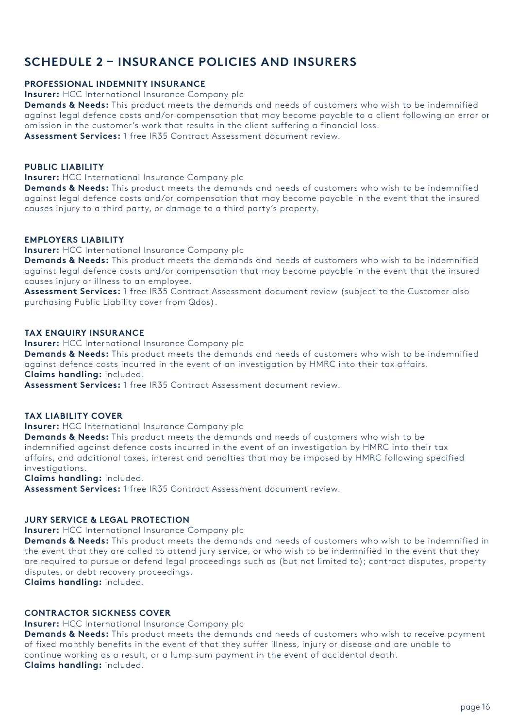## SCHEDULE 2 – INSURANCE POLICIES AND INSURERS

### PROFESSIONAL INDEMNITY INSURANCE

**Insurer:** HCC International Insurance Company plc
**Demands & Needs:** This product meets the demands and needs of customers who wish to be indemnified against legal defence costs and/or compensation that may become payable to a client following an error or omission in the customer's work that results in the client suffering a financial loss.
**Assessment Services:** 1 free IR35 Contract Assessment document review.

### PUBLIC LIABILITY

**Insurer:** HCC International Insurance Company plc
**Demands & Needs:** This product meets the demands and needs of customers who wish to be indemnified against legal defence costs and/or compensation that may become payable in the event that the insured causes injury to a third party, or damage to a third party's property.

### EMPLOYERS LIABILITY

**Insurer:** HCC International Insurance Company plc
**Demands & Needs:** This product meets the demands and needs of customers who wish to be indemnified against legal defence costs and/or compensation that may become payable in the event that the insured causes injury or illness to an employee.
**Assessment Services:** 1 free IR35 Contract Assessment document review (subject to the Customer also purchasing Public Liability cover from Qdos).

### TAX ENQUIRY INSURANCE

**Insurer:** HCC International Insurance Company plc
**Demands & Needs:** This product meets the demands and needs of customers who wish to be indemnified against defence costs incurred in the event of an investigation by HMRC into their tax affairs.
**Claims handling:** included.
**Assessment Services:** 1 free IR35 Contract Assessment document review.

### TAX LIABILITY COVER

**Insurer:** HCC International Insurance Company plc
**Demands & Needs:** This product meets the demands and needs of customers who wish to be indemnified against defence costs incurred in the event of an investigation by HMRC into their tax affairs, and additional taxes, interest and penalties that may be imposed by HMRC following specified investigations.
**Claims handling:** included.
**Assessment Services:** 1 free IR35 Contract Assessment document review.

### JURY SERVICE & LEGAL PROTECTION

**Insurer:** HCC International Insurance Company plc
**Demands & Needs:** This product meets the demands and needs of customers who wish to be indemnified in the event that they are called to attend jury service, or who wish to be indemnified in the event that they are required to pursue or defend legal proceedings such as (but not limited to); contract disputes, property disputes, or debt recovery proceedings.
**Claims handling:** included.

### CONTRACTOR SICKNESS COVER

**Insurer:** HCC International Insurance Company plc
**Demands & Needs:** This product meets the demands and needs of customers who wish to receive payment of fixed monthly benefits in the event of that they suffer illness, injury or disease and are unable to continue working as a result, or a lump sum payment in the event of accidental death.
**Claims handling:** included.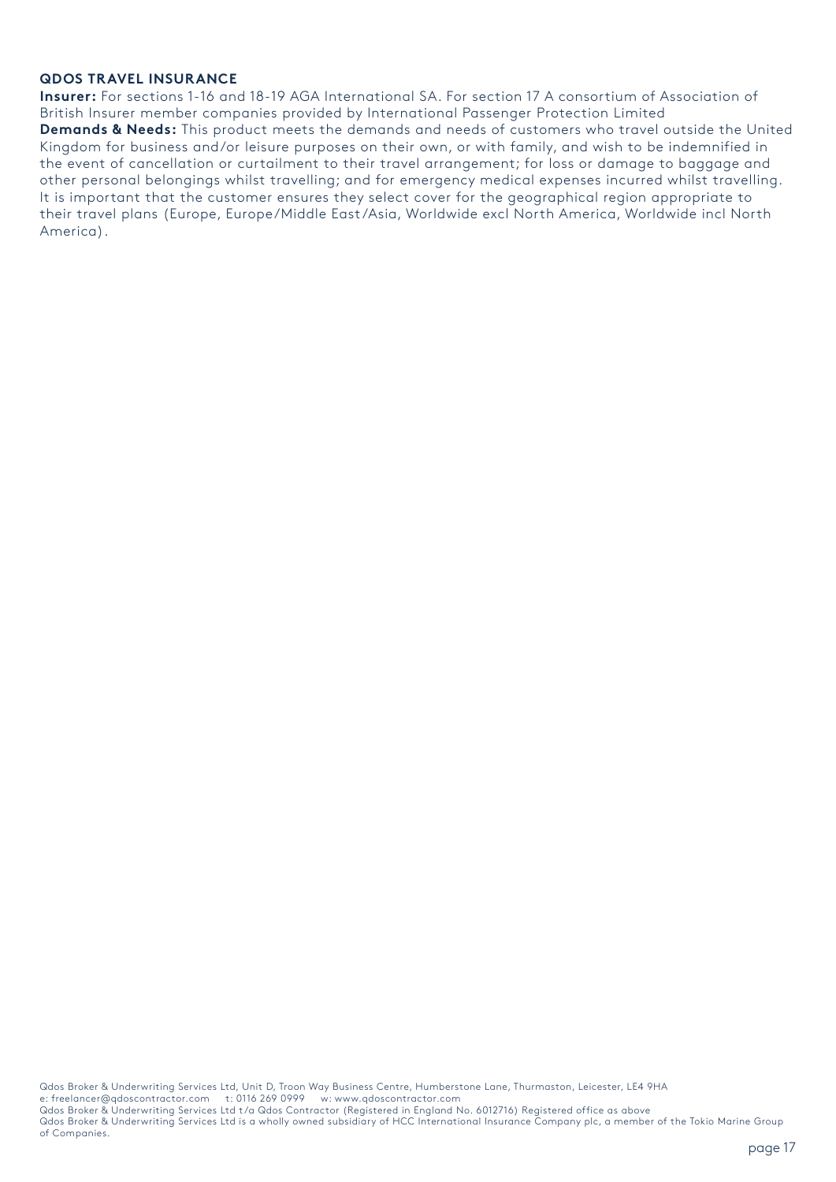## QDOS TRAVEL INSURANCE

**Insurer:** For sections 1-16 and 18-19 AGA International SA. For section 17 A consortium of Association of British Insurer member companies provided by International Passenger Protection Limited

**Demands & Needs:** This product meets the demands and needs of customers who travel outside the United Kingdom for business and/or leisure purposes on their own, or with family, and wish to be indemnified in the event of cancellation or curtailment to their travel arrangement; for loss or damage to baggage and other personal belongings whilst travelling; and for emergency medical expenses incurred whilst travelling. It is important that the customer ensures they select cover for the geographical region appropriate to their travel plans (Europe, Europe/Middle East/Asia, Worldwide excl North America, Worldwide incl North America).

Qdos Broker & Underwriting Services Ltd, Unit D, Troon Way Business Centre, Humberstone Lane, Thurmaston, Leicester, LE4 9HA
e: freelancer@qdoscontractor.com t: 0116 269 0999 w: www.qdoscontractor.com
Qdos Broker & Underwriting Services Ltd t/a Qdos Contractor (Registered in England No. 6012716) Registered office as above
Qdos Broker & Underwriting Services Ltd is a wholly owned subsidiary of HCC International Insurance Company plc, a member of the Tokio Marine Group of Companies.